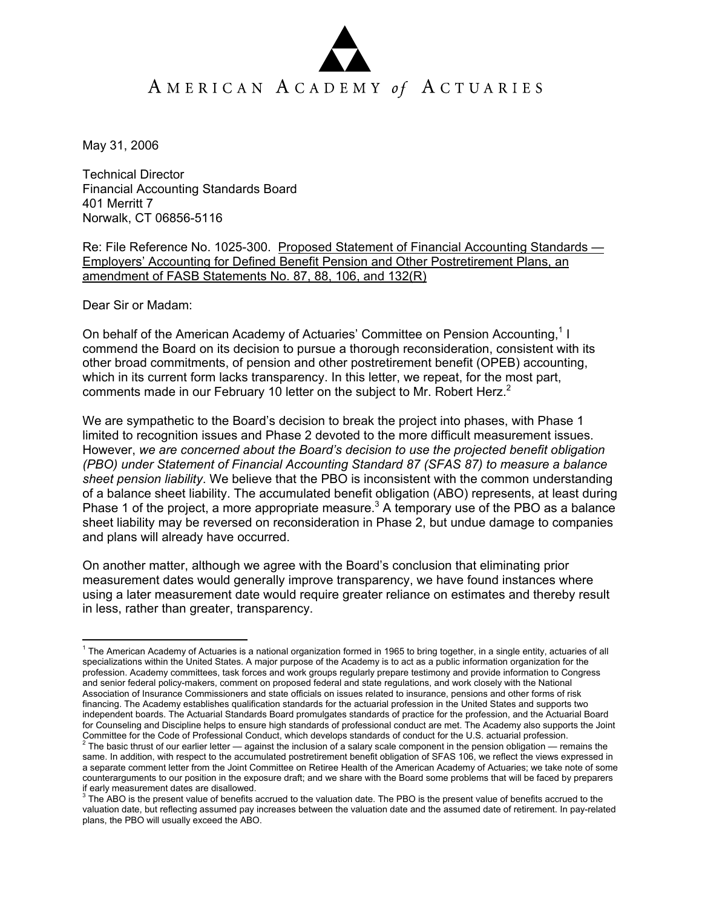# AMERICAN ACADEMY *of* ACTUARIES

May 31, 2006

Technical Director
Financial Accounting Standards Board
401 Merritt 7
Norwalk, CT 06856-5116

Re: File Reference No. 1025-300. Proposed Statement of Financial Accounting Standards — Employers' Accounting for Defined Benefit Pension and Other Postretirement Plans, an amendment of FASB Statements No. 87, 88, 106, and 132(R)

Dear Sir or Madam:

On behalf of the American Academy of Actuaries' Committee on Pension Accounting,[1] I commend the Board on its decision to pursue a thorough reconsideration, consistent with its other broad commitments, of pension and other postretirement benefit (OPEB) accounting, which in its current form lacks transparency. In this letter, we repeat, for the most part, comments made in our February 10 letter on the subject to Mr. Robert Herz.[2]

We are sympathetic to the Board's decision to break the project into phases, with Phase 1 limited to recognition issues and Phase 2 devoted to the more difficult measurement issues. However, *we are concerned about the Board's decision to use the projected benefit obligation (PBO) under Statement of Financial Accounting Standard 87 (SFAS 87) to measure a balance sheet pension liability*. We believe that the PBO is inconsistent with the common understanding of a balance sheet liability. The accumulated benefit obligation (ABO) represents, at least during Phase 1 of the project, a more appropriate measure.[3] A temporary use of the PBO as a balance sheet liability may be reversed on reconsideration in Phase 2, but undue damage to companies and plans will already have occurred.

On another matter, although we agree with the Board's conclusion that eliminating prior measurement dates would generally improve transparency, we have found instances where using a later measurement date would require greater reliance on estimates and thereby result in less, rather than greater, transparency.

---

[1] The American Academy of Actuaries is a national organization formed in 1965 to bring together, in a single entity, actuaries of all specializations within the United States. A major purpose of the Academy is to act as a public information organization for the profession. Academy committees, task forces and work groups regularly prepare testimony and provide information to Congress and senior federal policy-makers, comment on proposed federal and state regulations, and work closely with the National Association of Insurance Commissioners and state officials on issues related to insurance, pensions and other forms of risk financing. The Academy establishes qualification standards for the actuarial profession in the United States and supports two independent boards. The Actuarial Standards Board promulgates standards of practice for the profession, and the Actuarial Board for Counseling and Discipline helps to ensure high standards of professional conduct are met. The Academy also supports the Joint Committee for the Code of Professional Conduct, which develops standards of conduct for the U.S. actuarial profession.

[2] The basic thrust of our earlier letter — against the inclusion of a salary scale component in the pension obligation — remains the same. In addition, with respect to the accumulated postretirement benefit obligation of SFAS 106, we reflect the views expressed in a separate comment letter from the Joint Committee on Retiree Health of the American Academy of Actuaries; we take note of some counterarguments to our position in the exposure draft; and we share with the Board some problems that will be faced by preparers if early measurement dates are disallowed.

[3] The ABO is the present value of benefits accrued to the valuation date. The PBO is the present value of benefits accrued to the valuation date, but reflecting assumed pay increases between the valuation date and the assumed date of retirement. In pay-related plans, the PBO will usually exceed the ABO.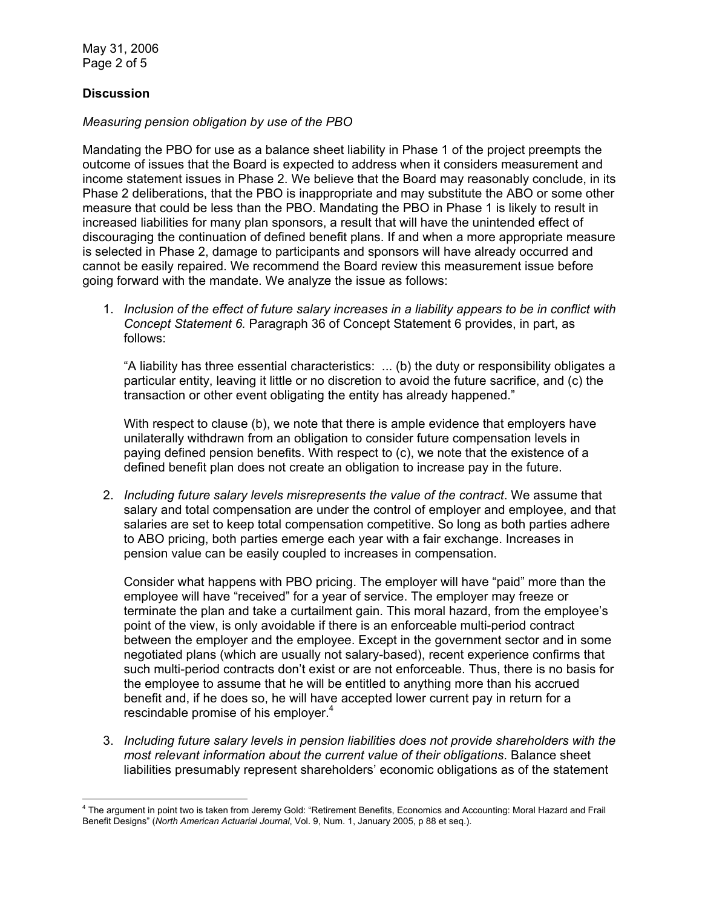## Discussion

*Measuring pension obligation by use of the PBO*

Mandating the PBO for use as a balance sheet liability in Phase 1 of the project preempts the outcome of issues that the Board is expected to address when it considers measurement and income statement issues in Phase 2. We believe that the Board may reasonably conclude, in its Phase 2 deliberations, that the PBO is inappropriate and may substitute the ABO or some other measure that could be less than the PBO. Mandating the PBO in Phase 1 is likely to result in increased liabilities for many plan sponsors, a result that will have the unintended effect of discouraging the continuation of defined benefit plans. If and when a more appropriate measure is selected in Phase 2, damage to participants and sponsors will have already occurred and cannot be easily repaired. We recommend the Board review this measurement issue before going forward with the mandate. We analyze the issue as follows:

1. *Inclusion of the effect of future salary increases in a liability appears to be in conflict with Concept Statement 6.* Paragraph 36 of Concept Statement 6 provides, in part, as follows:

   "A liability has three essential characteristics: ... (b) the duty or responsibility obligates a particular entity, leaving it little or no discretion to avoid the future sacrifice, and (c) the transaction or other event obligating the entity has already happened."

   With respect to clause (b), we note that there is ample evidence that employers have unilaterally withdrawn from an obligation to consider future compensation levels in paying defined pension benefits. With respect to (c), we note that the existence of a defined benefit plan does not create an obligation to increase pay in the future.

2. *Including future salary levels misrepresents the value of the contract*. We assume that salary and total compensation are under the control of employer and employee, and that salaries are set to keep total compensation competitive. So long as both parties adhere to ABO pricing, both parties emerge each year with a fair exchange. Increases in pension value can be easily coupled to increases in compensation.

   Consider what happens with PBO pricing. The employer will have "paid" more than the employee will have "received" for a year of service. The employer may freeze or terminate the plan and take a curtailment gain. This moral hazard, from the employee's point of the view, is only avoidable if there is an enforceable multi-period contract between the employer and the employee. Except in the government sector and in some negotiated plans (which are usually not salary-based), recent experience confirms that such multi-period contracts don't exist or are not enforceable. Thus, there is no basis for the employee to assume that he will be entitled to anything more than his accrued benefit and, if he does so, he will have accepted lower current pay in return for a rescindable promise of his employer.[4]

3. *Including future salary levels in pension liabilities does not provide shareholders with the most relevant information about the current value of their obligations*. Balance sheet liabilities presumably represent shareholders' economic obligations as of the statement

---

[4] The argument in point two is taken from Jeremy Gold: "Retirement Benefits, Economics and Accounting: Moral Hazard and Frail Benefit Designs" (*North American Actuarial Journal*, Vol. 9, Num. 1, January 2005, p 88 et seq.).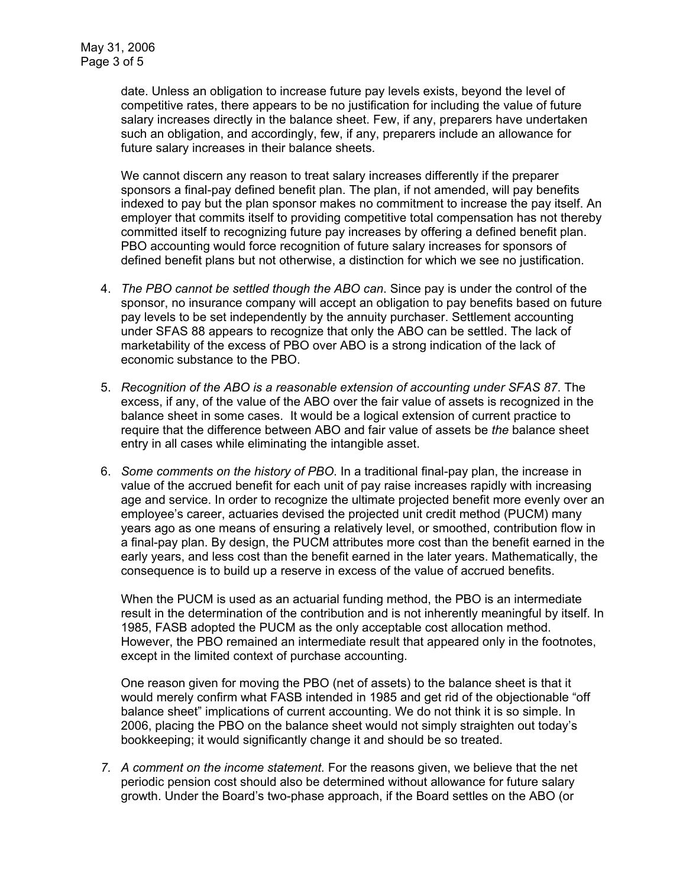date. Unless an obligation to increase future pay levels exists, beyond the level of competitive rates, there appears to be no justification for including the value of future salary increases directly in the balance sheet. Few, if any, preparers have undertaken such an obligation, and accordingly, few, if any, preparers include an allowance for future salary increases in their balance sheets.

We cannot discern any reason to treat salary increases differently if the preparer sponsors a final-pay defined benefit plan. The plan, if not amended, will pay benefits indexed to pay but the plan sponsor makes no commitment to increase the pay itself. An employer that commits itself to providing competitive total compensation has not thereby committed itself to recognizing future pay increases by offering a defined benefit plan. PBO accounting would force recognition of future salary increases for sponsors of defined benefit plans but not otherwise, a distinction for which we see no justification.

4. *The PBO cannot be settled though the ABO can*. Since pay is under the control of the sponsor, no insurance company will accept an obligation to pay benefits based on future pay levels to be set independently by the annuity purchaser. Settlement accounting under SFAS 88 appears to recognize that only the ABO can be settled. The lack of marketability of the excess of PBO over ABO is a strong indication of the lack of economic substance to the PBO.

5. *Recognition of the ABO is a reasonable extension of accounting under SFAS 87*. The excess, if any, of the value of the ABO over the fair value of assets is recognized in the balance sheet in some cases. It would be a logical extension of current practice to require that the difference between ABO and fair value of assets be *the* balance sheet entry in all cases while eliminating the intangible asset.

6. *Some comments on the history of PBO*. In a traditional final-pay plan, the increase in value of the accrued benefit for each unit of pay raise increases rapidly with increasing age and service. In order to recognize the ultimate projected benefit more evenly over an employee's career, actuaries devised the projected unit credit method (PUCM) many years ago as one means of ensuring a relatively level, or smoothed, contribution flow in a final-pay plan. By design, the PUCM attributes more cost than the benefit earned in the early years, and less cost than the benefit earned in the later years. Mathematically, the consequence is to build up a reserve in excess of the value of accrued benefits.

   When the PUCM is used as an actuarial funding method, the PBO is an intermediate result in the determination of the contribution and is not inherently meaningful by itself. In 1985, FASB adopted the PUCM as the only acceptable cost allocation method. However, the PBO remained an intermediate result that appeared only in the footnotes, except in the limited context of purchase accounting.

   One reason given for moving the PBO (net of assets) to the balance sheet is that it would merely confirm what FASB intended in 1985 and get rid of the objectionable "off balance sheet" implications of current accounting. We do not think it is so simple. In 2006, placing the PBO on the balance sheet would not simply straighten out today's bookkeeping; it would significantly change it and should be so treated.

7. *A comment on the income statement.* For the reasons given, we believe that the net periodic pension cost should also be determined without allowance for future salary growth. Under the Board's two-phase approach, if the Board settles on the ABO (or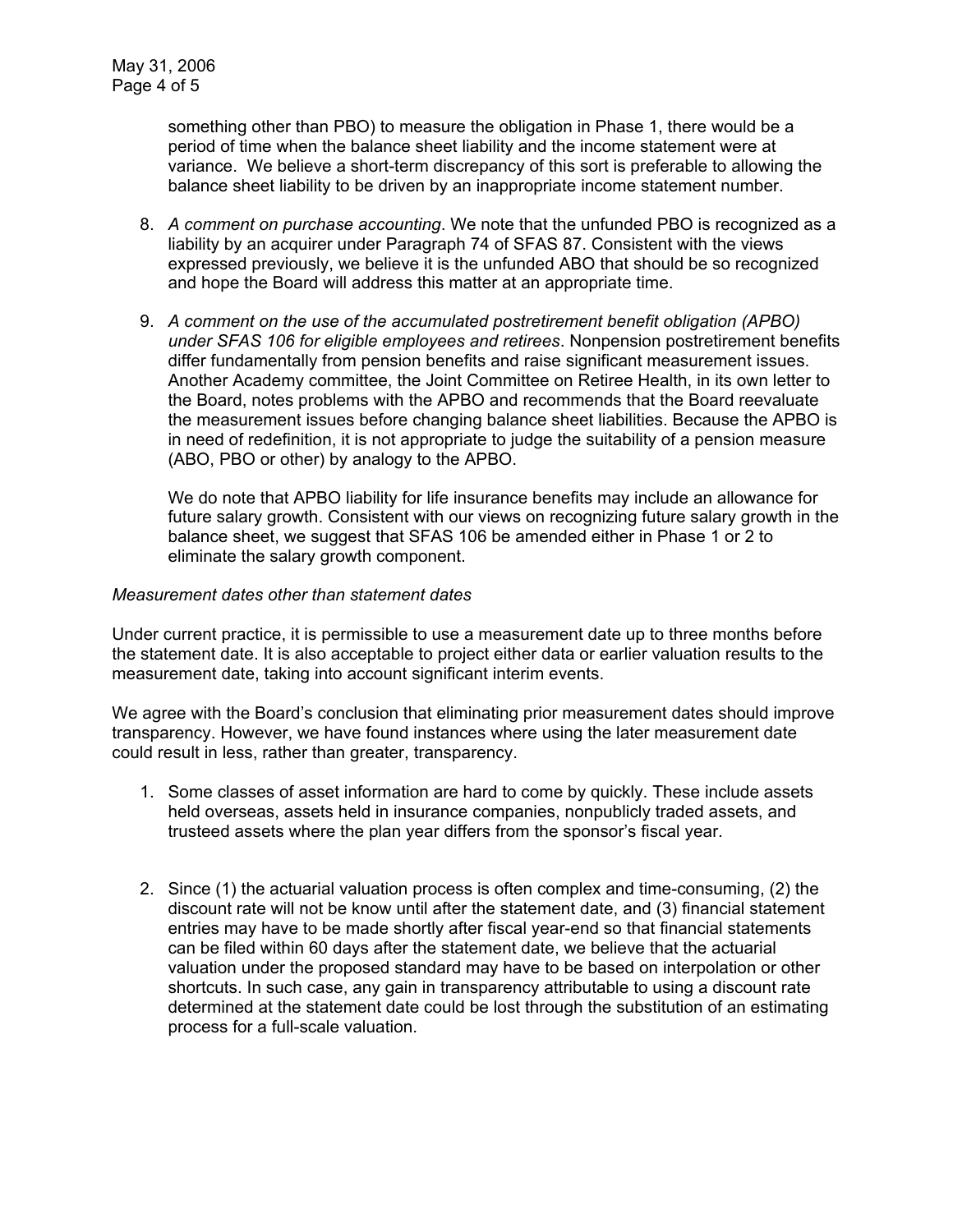something other than PBO) to measure the obligation in Phase 1, there would be a period of time when the balance sheet liability and the income statement were at variance. We believe a short-term discrepancy of this sort is preferable to allowing the balance sheet liability to be driven by an inappropriate income statement number.

8. *A comment on purchase accounting*. We note that the unfunded PBO is recognized as a liability by an acquirer under Paragraph 74 of SFAS 87. Consistent with the views expressed previously, we believe it is the unfunded ABO that should be so recognized and hope the Board will address this matter at an appropriate time.

9. *A comment on the use of the accumulated postretirement benefit obligation (APBO) under SFAS 106 for eligible employees and retirees*. Nonpension postretirement benefits differ fundamentally from pension benefits and raise significant measurement issues. Another Academy committee, the Joint Committee on Retiree Health, in its own letter to the Board, notes problems with the APBO and recommends that the Board reevaluate the measurement issues before changing balance sheet liabilities. Because the APBO is in need of redefinition, it is not appropriate to judge the suitability of a pension measure (ABO, PBO or other) by analogy to the APBO.

   We do note that APBO liability for life insurance benefits may include an allowance for future salary growth. Consistent with our views on recognizing future salary growth in the balance sheet, we suggest that SFAS 106 be amended either in Phase 1 or 2 to eliminate the salary growth component.

*Measurement dates other than statement dates*

Under current practice, it is permissible to use a measurement date up to three months before the statement date. It is also acceptable to project either data or earlier valuation results to the measurement date, taking into account significant interim events.

We agree with the Board's conclusion that eliminating prior measurement dates should improve transparency. However, we have found instances where using the later measurement date could result in less, rather than greater, transparency.

1. Some classes of asset information are hard to come by quickly. These include assets held overseas, assets held in insurance companies, nonpublicly traded assets, and trusteed assets where the plan year differs from the sponsor's fiscal year.

2. Since (1) the actuarial valuation process is often complex and time-consuming, (2) the discount rate will not be know until after the statement date, and (3) financial statement entries may have to be made shortly after fiscal year-end so that financial statements can be filed within 60 days after the statement date, we believe that the actuarial valuation under the proposed standard may have to be based on interpolation or other shortcuts. In such case, any gain in transparency attributable to using a discount rate determined at the statement date could be lost through the substitution of an estimating process for a full-scale valuation.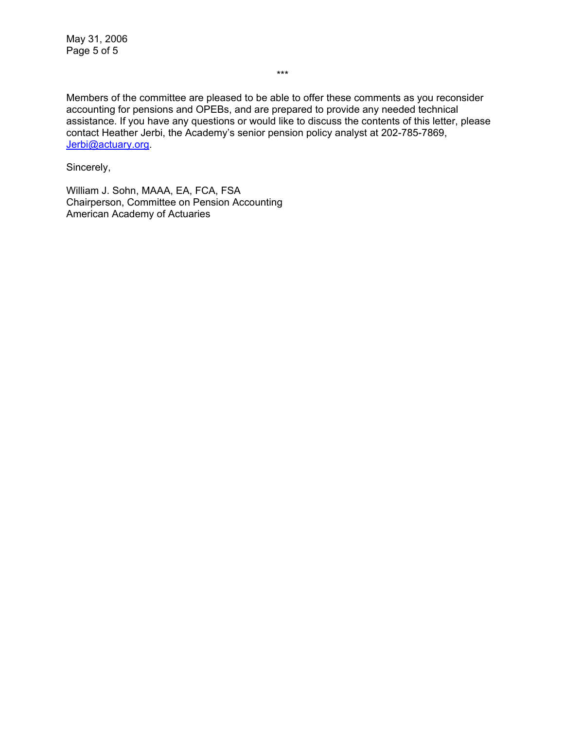\*\*\*

Members of the committee are pleased to be able to offer these comments as you reconsider accounting for pensions and OPEBs, and are prepared to provide any needed technical assistance. If you have any questions or would like to discuss the contents of this letter, please contact Heather Jerbi, the Academy's senior pension policy analyst at 202-785-7869, Jerbi@actuary.org.

Sincerely,

William J. Sohn, MAAA, EA, FCA, FSA
Chairperson, Committee on Pension Accounting
American Academy of Actuaries